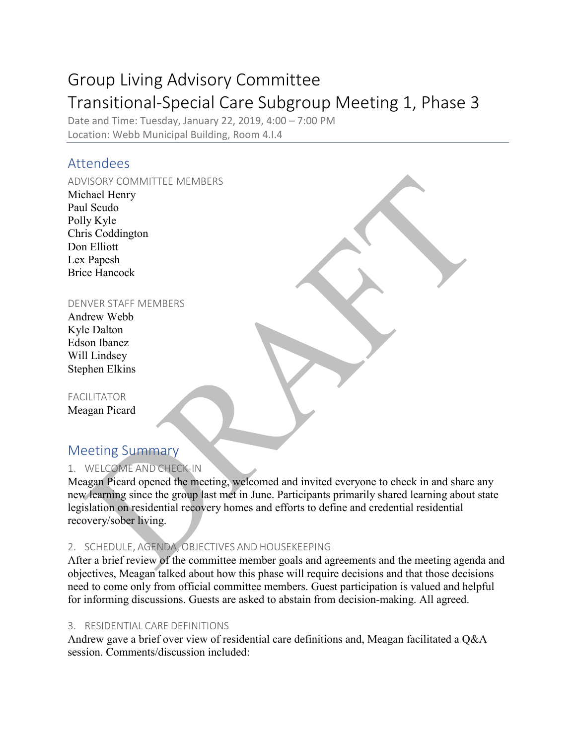# Group Living Advisory Committee
# Transitional-Special Care Subgroup Meeting 1, Phase 3

Date and Time: Tuesday, January 22, 2019, 4:00 – 7:00 PM
Location: Webb Municipal Building, Room 4.I.4

## Attendees

ADVISORY COMMITTEE MEMBERS

Michael Henry
Paul Scudo
Polly Kyle
Chris Coddington
Don Elliott
Lex Papesh
Brice Hancock

DENVER STAFF MEMBERS

Andrew Webb
Kyle Dalton
Edson Ibanez
Will Lindsey
Stephen Elkins

FACILITATOR

Meagan Picard

## Meeting Summary

### 1. WELCOME AND CHECK-IN

Meagan Picard opened the meeting, welcomed and invited everyone to check in and share any new learning since the group last met in June. Participants primarily shared learning about state legislation on residential recovery homes and efforts to define and credential residential recovery/sober living.

### 2. SCHEDULE, AGENDA, OBJECTIVES AND HOUSEKEEPING

After a brief review of the committee member goals and agreements and the meeting agenda and objectives, Meagan talked about how this phase will require decisions and that those decisions need to come only from official committee members. Guest participation is valued and helpful for informing discussions. Guests are asked to abstain from decision-making. All agreed.

### 3. RESIDENTIAL CARE DEFINITIONS

Andrew gave a brief over view of residential care definitions and, Meagan facilitated a Q&A session. Comments/discussion included: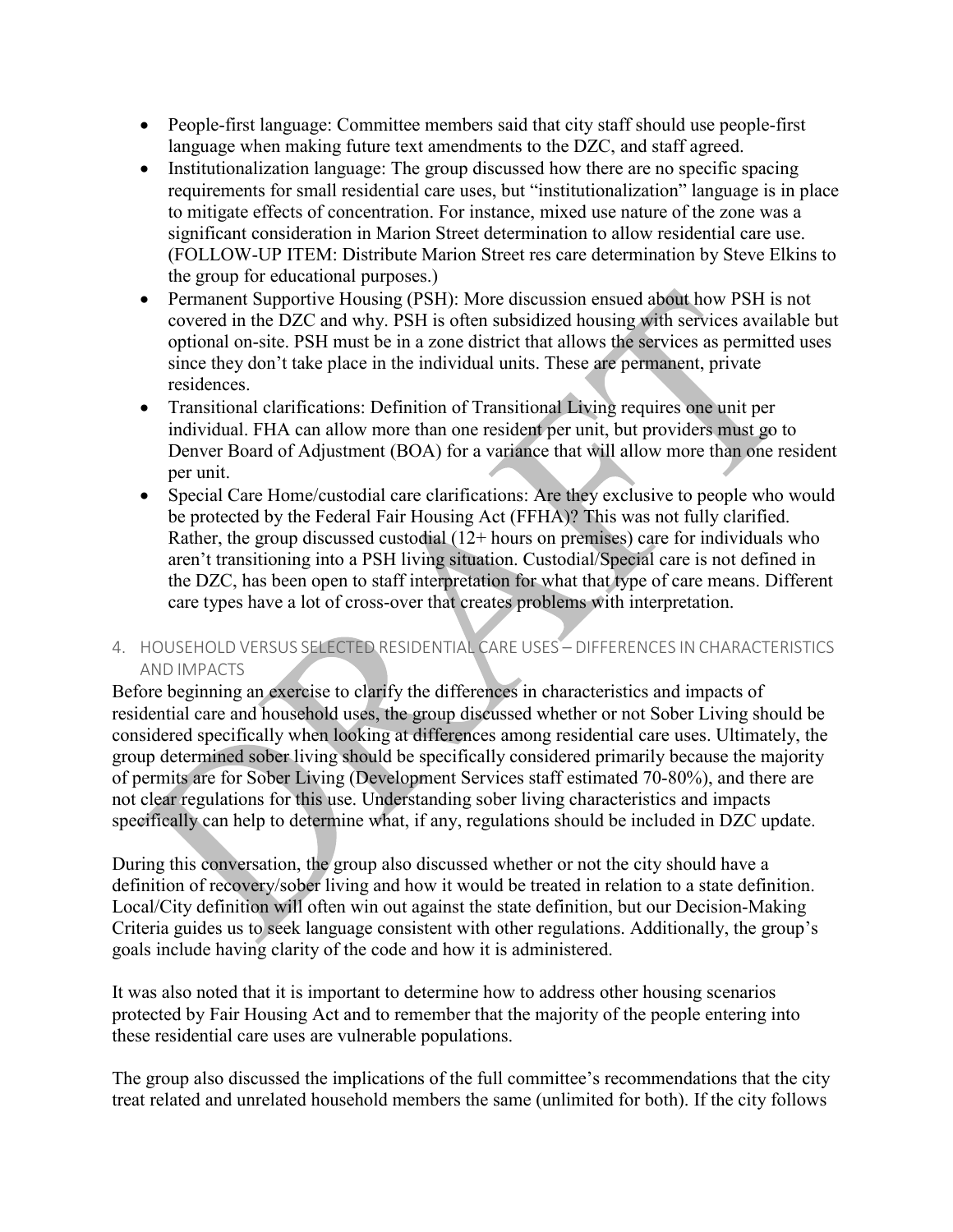- People-first language: Committee members said that city staff should use people-first language when making future text amendments to the DZC, and staff agreed.
- Institutionalization language: The group discussed how there are no specific spacing requirements for small residential care uses, but "institutionalization" language is in place to mitigate effects of concentration. For instance, mixed use nature of the zone was a significant consideration in Marion Street determination to allow residential care use. (FOLLOW-UP ITEM: Distribute Marion Street res care determination by Steve Elkins to the group for educational purposes.)
- Permanent Supportive Housing (PSH): More discussion ensued about how PSH is not covered in the DZC and why. PSH is often subsidized housing with services available but optional on-site. PSH must be in a zone district that allows the services as permitted uses since they don't take place in the individual units. These are permanent, private residences.
- Transitional clarifications: Definition of Transitional Living requires one unit per individual. FHA can allow more than one resident per unit, but providers must go to Denver Board of Adjustment (BOA) for a variance that will allow more than one resident per unit.
- Special Care Home/custodial care clarifications: Are they exclusive to people who would be protected by the Federal Fair Housing Act (FFHA)? This was not fully clarified. Rather, the group discussed custodial (12+ hours on premises) care for individuals who aren't transitioning into a PSH living situation. Custodial/Special care is not defined in the DZC, has been open to staff interpretation for what that type of care means. Different care types have a lot of cross-over that creates problems with interpretation.

## 4. HOUSEHOLD VERSUS SELECTED RESIDENTIAL CARE USES – DIFFERENCES IN CHARACTERISTICS AND IMPACTS

Before beginning an exercise to clarify the differences in characteristics and impacts of residential care and household uses, the group discussed whether or not Sober Living should be considered specifically when looking at differences among residential care uses. Ultimately, the group determined sober living should be specifically considered primarily because the majority of permits are for Sober Living (Development Services staff estimated 70-80%), and there are not clear regulations for this use. Understanding sober living characteristics and impacts specifically can help to determine what, if any, regulations should be included in DZC update.

During this conversation, the group also discussed whether or not the city should have a definition of recovery/sober living and how it would be treated in relation to a state definition. Local/City definition will often win out against the state definition, but our Decision-Making Criteria guides us to seek language consistent with other regulations. Additionally, the group's goals include having clarity of the code and how it is administered.

It was also noted that it is important to determine how to address other housing scenarios protected by Fair Housing Act and to remember that the majority of the people entering into these residential care uses are vulnerable populations.

The group also discussed the implications of the full committee's recommendations that the city treat related and unrelated household members the same (unlimited for both). If the city follows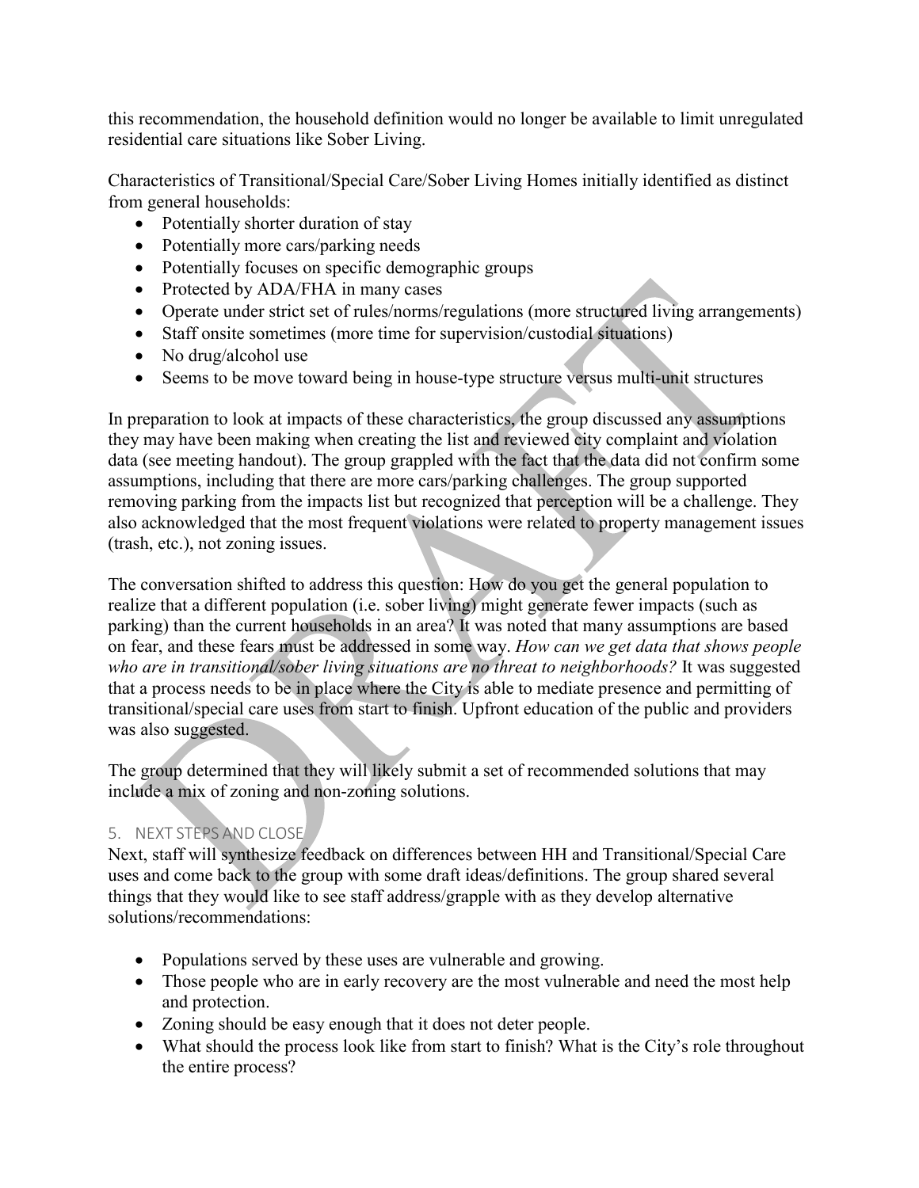this recommendation, the household definition would no longer be available to limit unregulated residential care situations like Sober Living.

Characteristics of Transitional/Special Care/Sober Living Homes initially identified as distinct from general households:

- Potentially shorter duration of stay
- Potentially more cars/parking needs
- Potentially focuses on specific demographic groups
- Protected by ADA/FHA in many cases
- Operate under strict set of rules/norms/regulations (more structured living arrangements)
- Staff onsite sometimes (more time for supervision/custodial situations)
- No drug/alcohol use
- Seems to be move toward being in house-type structure versus multi-unit structures

In preparation to look at impacts of these characteristics, the group discussed any assumptions they may have been making when creating the list and reviewed city complaint and violation data (see meeting handout). The group grappled with the fact that the data did not confirm some assumptions, including that there are more cars/parking challenges. The group supported removing parking from the impacts list but recognized that perception will be a challenge. They also acknowledged that the most frequent violations were related to property management issues (trash, etc.), not zoning issues.

The conversation shifted to address this question: How do you get the general population to realize that a different population (i.e. sober living) might generate fewer impacts (such as parking) than the current households in an area? It was noted that many assumptions are based on fear, and these fears must be addressed in some way. *How can we get data that shows people who are in transitional/sober living situations are no threat to neighborhoods?* It was suggested that a process needs to be in place where the City is able to mediate presence and permitting of transitional/special care uses from start to finish. Upfront education of the public and providers was also suggested.

The group determined that they will likely submit a set of recommended solutions that may include a mix of zoning and non-zoning solutions.

## 5. NEXT STEPS AND CLOSE

Next, staff will synthesize feedback on differences between HH and Transitional/Special Care uses and come back to the group with some draft ideas/definitions. The group shared several things that they would like to see staff address/grapple with as they develop alternative solutions/recommendations:

- Populations served by these uses are vulnerable and growing.
- Those people who are in early recovery are the most vulnerable and need the most help and protection.
- Zoning should be easy enough that it does not deter people.
- What should the process look like from start to finish? What is the City's role throughout the entire process?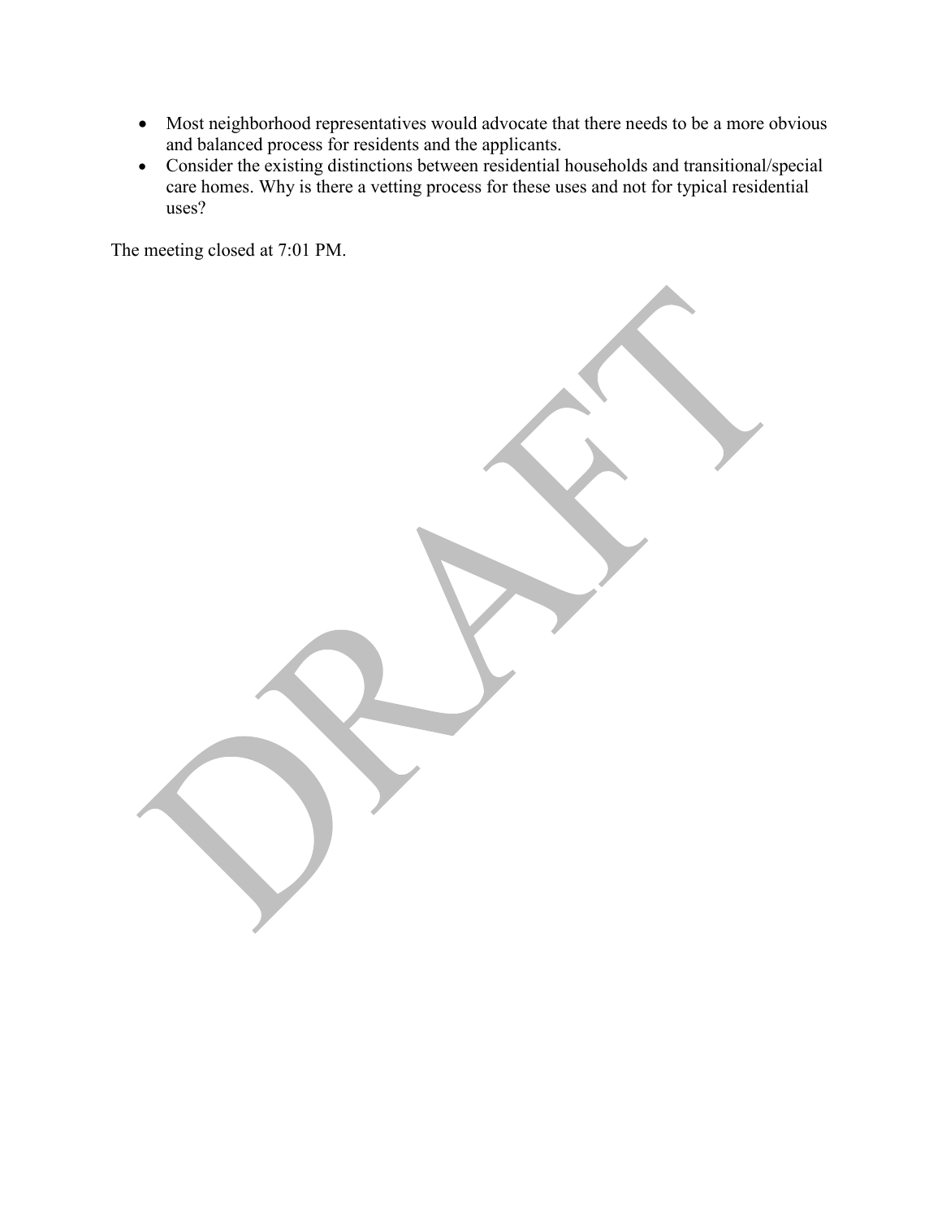- Most neighborhood representatives would advocate that there needs to be a more obvious and balanced process for residents and the applicants.
- Consider the existing distinctions between residential households and transitional/special care homes. Why is there a vetting process for these uses and not for typical residential uses?

The meeting closed at 7:01 PM.